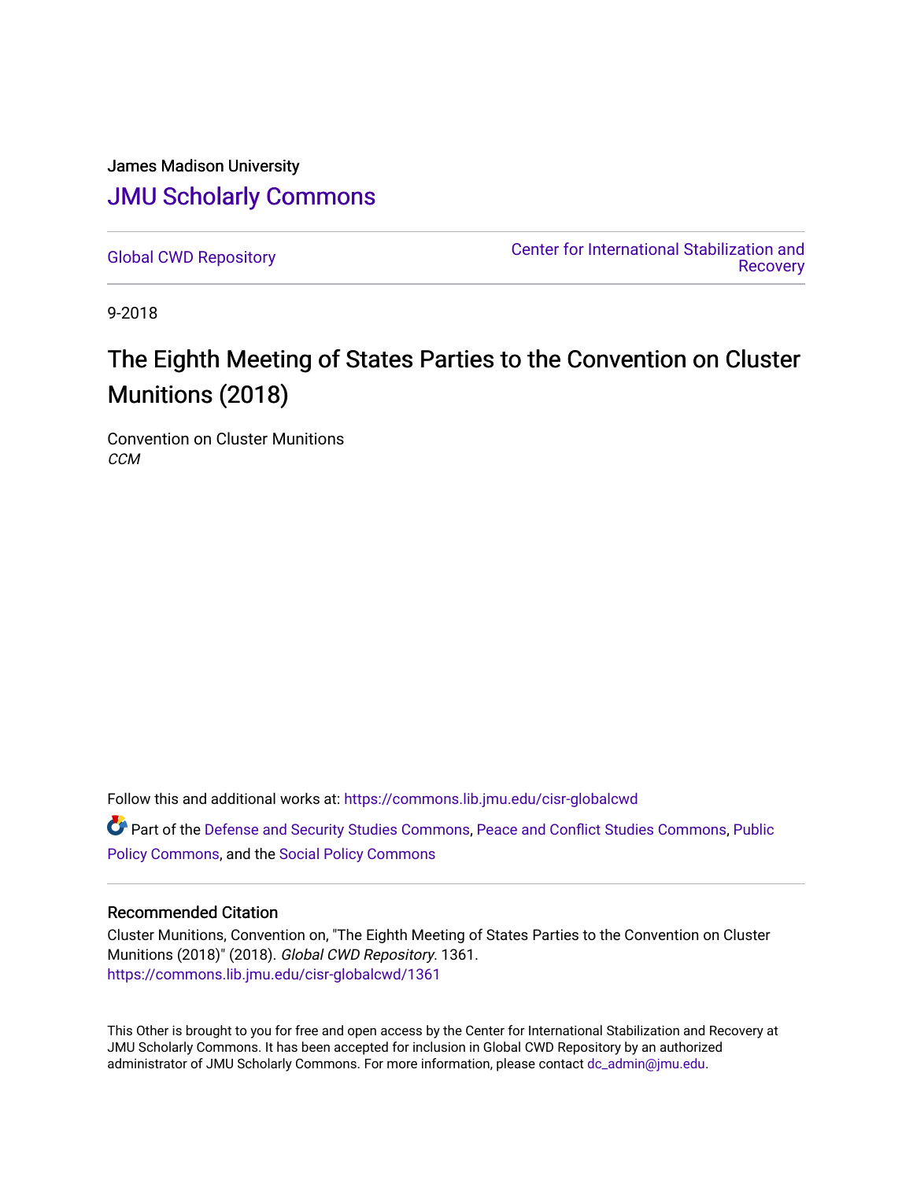James Madison University

# JMU Scholarly Commons

Global CWD Repository

Center for International Stabilization and Recovery

9-2018

## The Eighth Meeting of States Parties to the Convention on Cluster Munitions (2018)

Convention on Cluster Munitions
*CCM*

Follow this and additional works at: https://commons.lib.jmu.edu/cisr-globalcwd

Part of the Defense and Security Studies Commons, Peace and Conflict Studies Commons, Public Policy Commons, and the Social Policy Commons

### Recommended Citation

Cluster Munitions, Convention on, "The Eighth Meeting of States Parties to the Convention on Cluster Munitions (2018)" (2018). *Global CWD Repository*. 1361.
https://commons.lib.jmu.edu/cisr-globalcwd/1361

This Other is brought to you for free and open access by the Center for International Stabilization and Recovery at JMU Scholarly Commons. It has been accepted for inclusion in Global CWD Repository by an authorized administrator of JMU Scholarly Commons. For more information, please contact dc_admin@jmu.edu.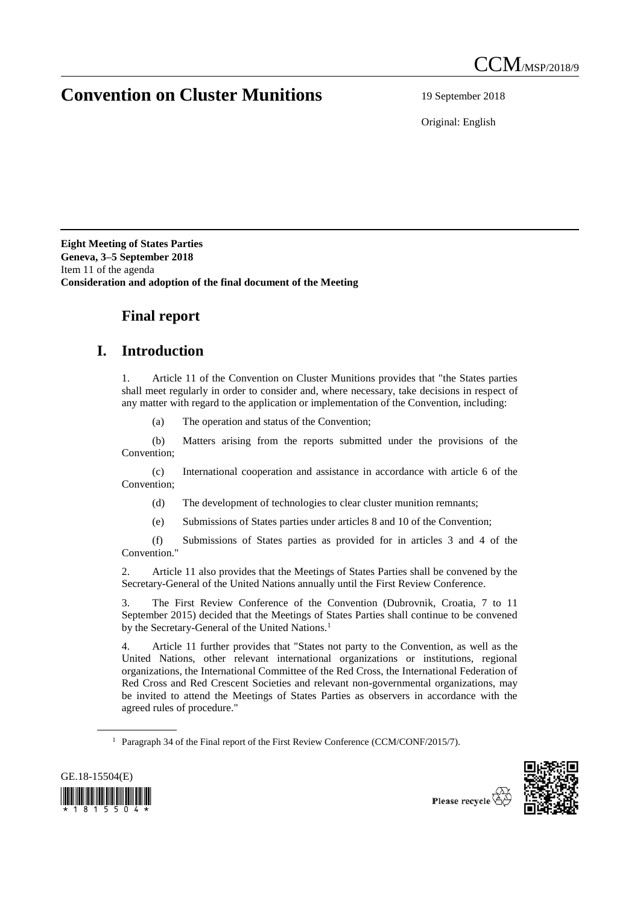# Convention on Cluster Munitions

19 September 2018

Original: English

**Eight Meeting of States Parties**
**Geneva, 3–5 September 2018**
Item 11 of the agenda
**Consideration and adoption of the final document of the Meeting**

## Final report

## I. Introduction

1. Article 11 of the Convention on Cluster Munitions provides that "the States parties shall meet regularly in order to consider and, where necessary, take decisions in respect of any matter with regard to the application or implementation of the Convention, including:

(a) The operation and status of the Convention;

(b) Matters arising from the reports submitted under the provisions of the Convention;

(c) International cooperation and assistance in accordance with article 6 of the Convention;

(d) The development of technologies to clear cluster munition remnants;

(e) Submissions of States parties under articles 8 and 10 of the Convention;

(f) Submissions of States parties as provided for in articles 3 and 4 of the Convention."

2. Article 11 also provides that the Meetings of States Parties shall be convened by the Secretary-General of the United Nations annually until the First Review Conference.

3. The First Review Conference of the Convention (Dubrovnik, Croatia, 7 to 11 September 2015) decided that the Meetings of States Parties shall continue to be convened by the Secretary-General of the United Nations.[1]

4. Article 11 further provides that "States not party to the Convention, as well as the United Nations, other relevant international organizations or institutions, regional organizations, the International Committee of the Red Cross, the International Federation of Red Cross and Red Crescent Societies and relevant non-governmental organizations, may be invited to attend the Meetings of States Parties as observers in accordance with the agreed rules of procedure."

[1] Paragraph 34 of the Final report of the First Review Conference (CCM/CONF/2015/7).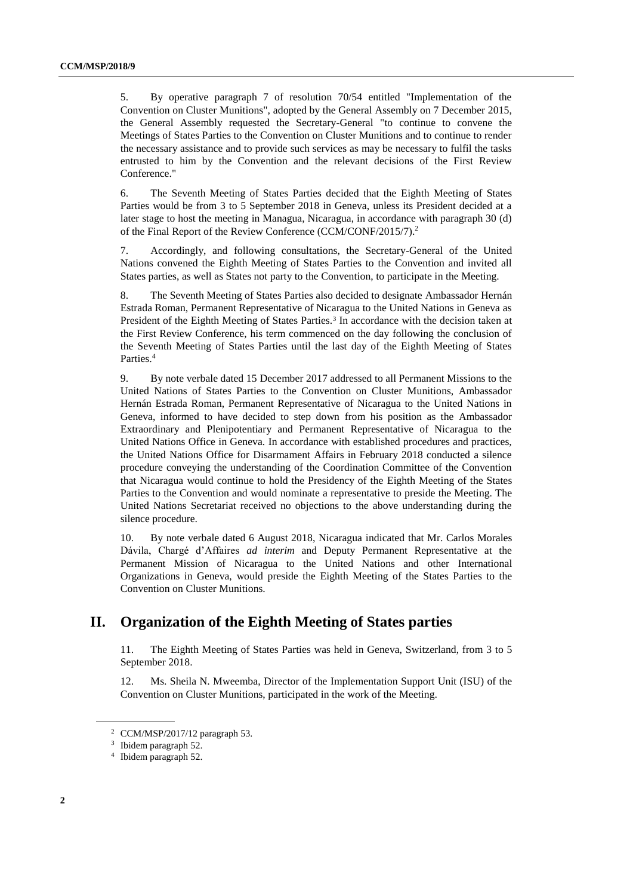5. By operative paragraph 7 of resolution 70/54 entitled "Implementation of the Convention on Cluster Munitions", adopted by the General Assembly on 7 December 2015, the General Assembly requested the Secretary-General "to continue to convene the Meetings of States Parties to the Convention on Cluster Munitions and to continue to render the necessary assistance and to provide such services as may be necessary to fulfil the tasks entrusted to him by the Convention and the relevant decisions of the First Review Conference."

6. The Seventh Meeting of States Parties decided that the Eighth Meeting of States Parties would be from 3 to 5 September 2018 in Geneva, unless its President decided at a later stage to host the meeting in Managua, Nicaragua, in accordance with paragraph 30 (d) of the Final Report of the Review Conference (CCM/CONF/2015/7).[2]

7. Accordingly, and following consultations, the Secretary-General of the United Nations convened the Eighth Meeting of States Parties to the Convention and invited all States parties, as well as States not party to the Convention, to participate in the Meeting.

8. The Seventh Meeting of States Parties also decided to designate Ambassador Hernán Estrada Roman, Permanent Representative of Nicaragua to the United Nations in Geneva as President of the Eighth Meeting of States Parties.[3] In accordance with the decision taken at the First Review Conference, his term commenced on the day following the conclusion of the Seventh Meeting of States Parties until the last day of the Eighth Meeting of States Parties.[4]

9. By note verbale dated 15 December 2017 addressed to all Permanent Missions to the United Nations of States Parties to the Convention on Cluster Munitions, Ambassador Hernán Estrada Roman, Permanent Representative of Nicaragua to the United Nations in Geneva, informed to have decided to step down from his position as the Ambassador Extraordinary and Plenipotentiary and Permanent Representative of Nicaragua to the United Nations Office in Geneva. In accordance with established procedures and practices, the United Nations Office for Disarmament Affairs in February 2018 conducted a silence procedure conveying the understanding of the Coordination Committee of the Convention that Nicaragua would continue to hold the Presidency of the Eighth Meeting of the States Parties to the Convention and would nominate a representative to preside the Meeting. The United Nations Secretariat received no objections to the above understanding during the silence procedure.

10. By note verbale dated 6 August 2018, Nicaragua indicated that Mr. Carlos Morales Dávila, Chargé d'Affaires *ad interim* and Deputy Permanent Representative at the Permanent Mission of Nicaragua to the United Nations and other International Organizations in Geneva, would preside the Eighth Meeting of the States Parties to the Convention on Cluster Munitions.

## II. Organization of the Eighth Meeting of States parties

11. The Eighth Meeting of States Parties was held in Geneva, Switzerland, from 3 to 5 September 2018.

12. Ms. Sheila N. Mweemba, Director of the Implementation Support Unit (ISU) of the Convention on Cluster Munitions, participated in the work of the Meeting.

---

[2] CCM/MSP/2017/12 paragraph 53.

[3] Ibidem paragraph 52.

[4] Ibidem paragraph 52.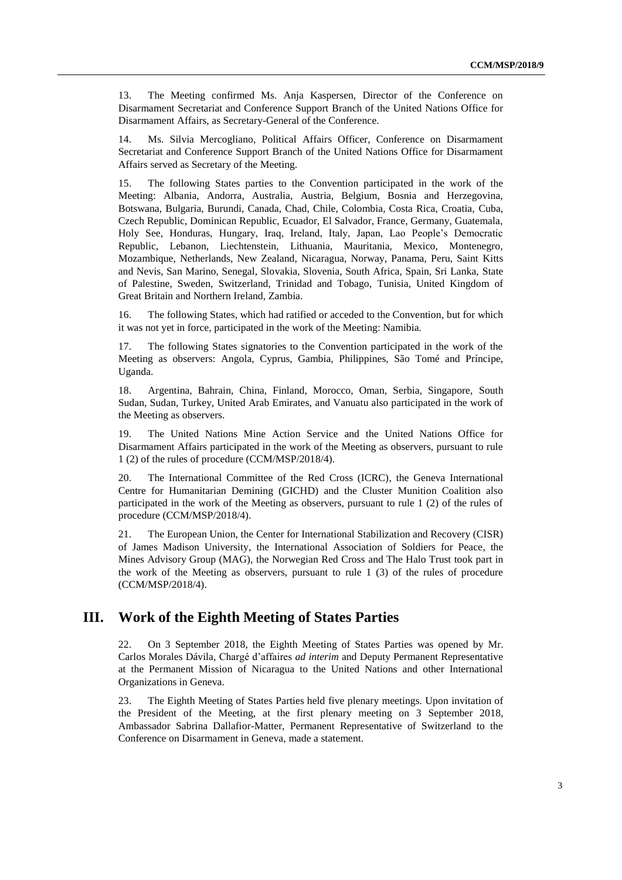13. The Meeting confirmed Ms. Anja Kaspersen, Director of the Conference on Disarmament Secretariat and Conference Support Branch of the United Nations Office for Disarmament Affairs, as Secretary-General of the Conference.

14. Ms. Silvia Mercogliano, Political Affairs Officer, Conference on Disarmament Secretariat and Conference Support Branch of the United Nations Office for Disarmament Affairs served as Secretary of the Meeting.

15. The following States parties to the Convention participated in the work of the Meeting: Albania, Andorra, Australia, Austria, Belgium, Bosnia and Herzegovina, Botswana, Bulgaria, Burundi, Canada, Chad, Chile, Colombia, Costa Rica, Croatia, Cuba, Czech Republic, Dominican Republic, Ecuador, El Salvador, France, Germany, Guatemala, Holy See, Honduras, Hungary, Iraq, Ireland, Italy, Japan, Lao People's Democratic Republic, Lebanon, Liechtenstein, Lithuania, Mauritania, Mexico, Montenegro, Mozambique, Netherlands, New Zealand, Nicaragua, Norway, Panama, Peru, Saint Kitts and Nevis, San Marino, Senegal, Slovakia, Slovenia, South Africa, Spain, Sri Lanka, State of Palestine, Sweden, Switzerland, Trinidad and Tobago, Tunisia, United Kingdom of Great Britain and Northern Ireland, Zambia.

16. The following States, which had ratified or acceded to the Convention, but for which it was not yet in force, participated in the work of the Meeting: Namibia.

17. The following States signatories to the Convention participated in the work of the Meeting as observers: Angola, Cyprus, Gambia, Philippines, São Tomé and Príncipe, Uganda.

18. Argentina, Bahrain, China, Finland, Morocco, Oman, Serbia, Singapore, South Sudan, Sudan, Turkey, United Arab Emirates, and Vanuatu also participated in the work of the Meeting as observers.

19. The United Nations Mine Action Service and the United Nations Office for Disarmament Affairs participated in the work of the Meeting as observers, pursuant to rule 1 (2) of the rules of procedure (CCM/MSP/2018/4).

20. The International Committee of the Red Cross (ICRC), the Geneva International Centre for Humanitarian Demining (GICHD) and the Cluster Munition Coalition also participated in the work of the Meeting as observers, pursuant to rule 1 (2) of the rules of procedure (CCM/MSP/2018/4).

21. The European Union, the Center for International Stabilization and Recovery (CISR) of James Madison University, the International Association of Soldiers for Peace, the Mines Advisory Group (MAG), the Norwegian Red Cross and The Halo Trust took part in the work of the Meeting as observers, pursuant to rule 1 (3) of the rules of procedure (CCM/MSP/2018/4).

## III. Work of the Eighth Meeting of States Parties

22. On 3 September 2018, the Eighth Meeting of States Parties was opened by Mr. Carlos Morales Dávila, Chargé d'affaires *ad interim* and Deputy Permanent Representative at the Permanent Mission of Nicaragua to the United Nations and other International Organizations in Geneva.

23. The Eighth Meeting of States Parties held five plenary meetings. Upon invitation of the President of the Meeting, at the first plenary meeting on 3 September 2018, Ambassador Sabrina Dallafior-Matter, Permanent Representative of Switzerland to the Conference on Disarmament in Geneva, made a statement.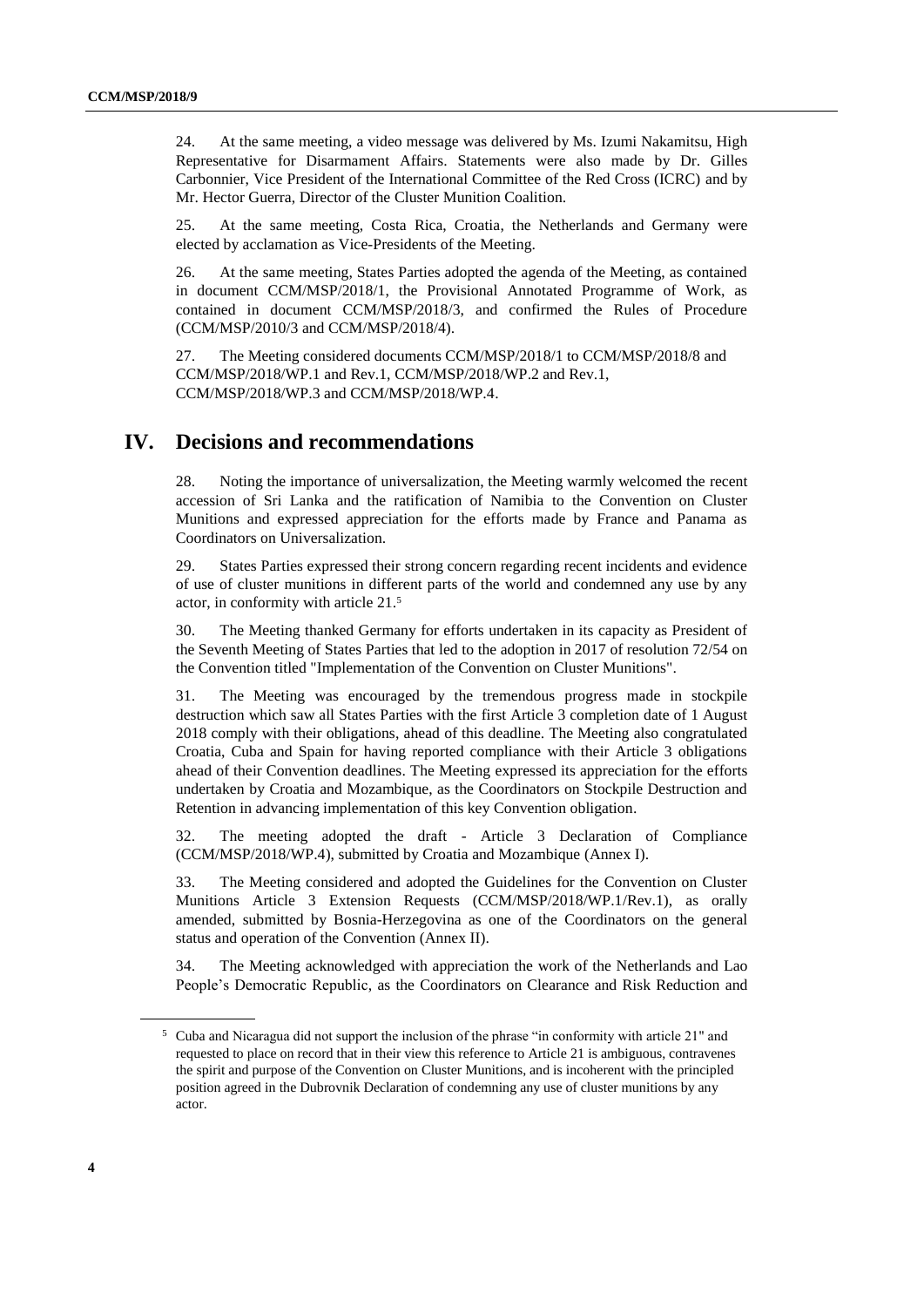24. At the same meeting, a video message was delivered by Ms. Izumi Nakamitsu, High Representative for Disarmament Affairs. Statements were also made by Dr. Gilles Carbonnier, Vice President of the International Committee of the Red Cross (ICRC) and by Mr. Hector Guerra, Director of the Cluster Munition Coalition.

25. At the same meeting, Costa Rica, Croatia, the Netherlands and Germany were elected by acclamation as Vice-Presidents of the Meeting.

26. At the same meeting, States Parties adopted the agenda of the Meeting, as contained in document CCM/MSP/2018/1, the Provisional Annotated Programme of Work, as contained in document CCM/MSP/2018/3, and confirmed the Rules of Procedure (CCM/MSP/2010/3 and CCM/MSP/2018/4).

27. The Meeting considered documents CCM/MSP/2018/1 to CCM/MSP/2018/8 and CCM/MSP/2018/WP.1 and Rev.1, CCM/MSP/2018/WP.2 and Rev.1, CCM/MSP/2018/WP.3 and CCM/MSP/2018/WP.4.

## IV. Decisions and recommendations

28. Noting the importance of universalization, the Meeting warmly welcomed the recent accession of Sri Lanka and the ratification of Namibia to the Convention on Cluster Munitions and expressed appreciation for the efforts made by France and Panama as Coordinators on Universalization.

29. States Parties expressed their strong concern regarding recent incidents and evidence of use of cluster munitions in different parts of the world and condemned any use by any actor, in conformity with article 21.[5]

30. The Meeting thanked Germany for efforts undertaken in its capacity as President of the Seventh Meeting of States Parties that led to the adoption in 2017 of resolution 72/54 on the Convention titled "Implementation of the Convention on Cluster Munitions".

31. The Meeting was encouraged by the tremendous progress made in stockpile destruction which saw all States Parties with the first Article 3 completion date of 1 August 2018 comply with their obligations, ahead of this deadline. The Meeting also congratulated Croatia, Cuba and Spain for having reported compliance with their Article 3 obligations ahead of their Convention deadlines. The Meeting expressed its appreciation for the efforts undertaken by Croatia and Mozambique, as the Coordinators on Stockpile Destruction and Retention in advancing implementation of this key Convention obligation.

32. The meeting adopted the draft - Article 3 Declaration of Compliance (CCM/MSP/2018/WP.4), submitted by Croatia and Mozambique (Annex I).

33. The Meeting considered and adopted the Guidelines for the Convention on Cluster Munitions Article 3 Extension Requests (CCM/MSP/2018/WP.1/Rev.1), as orally amended, submitted by Bosnia-Herzegovina as one of the Coordinators on the general status and operation of the Convention (Annex II).

34. The Meeting acknowledged with appreciation the work of the Netherlands and Lao People's Democratic Republic, as the Coordinators on Clearance and Risk Reduction and

[5] Cuba and Nicaragua did not support the inclusion of the phrase "in conformity with article 21" and requested to place on record that in their view this reference to Article 21 is ambiguous, contravenes the spirit and purpose of the Convention on Cluster Munitions, and is incoherent with the principled position agreed in the Dubrovnik Declaration of condemning any use of cluster munitions by any actor.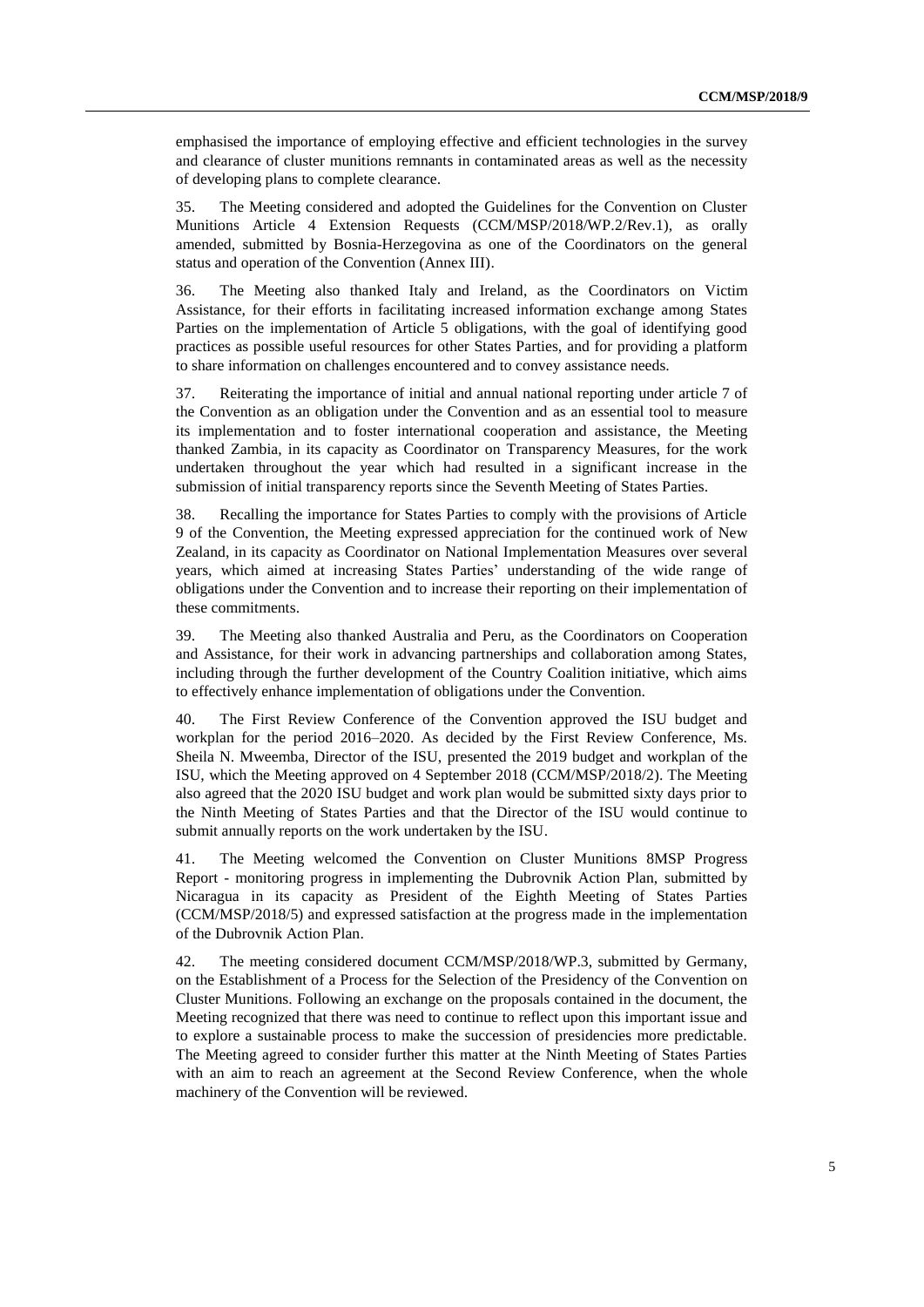emphasised the importance of employing effective and efficient technologies in the survey and clearance of cluster munitions remnants in contaminated areas as well as the necessity of developing plans to complete clearance.

35. The Meeting considered and adopted the Guidelines for the Convention on Cluster Munitions Article 4 Extension Requests (CCM/MSP/2018/WP.2/Rev.1), as orally amended, submitted by Bosnia-Herzegovina as one of the Coordinators on the general status and operation of the Convention (Annex III).

36. The Meeting also thanked Italy and Ireland, as the Coordinators on Victim Assistance, for their efforts in facilitating increased information exchange among States Parties on the implementation of Article 5 obligations, with the goal of identifying good practices as possible useful resources for other States Parties, and for providing a platform to share information on challenges encountered and to convey assistance needs.

37. Reiterating the importance of initial and annual national reporting under article 7 of the Convention as an obligation under the Convention and as an essential tool to measure its implementation and to foster international cooperation and assistance, the Meeting thanked Zambia, in its capacity as Coordinator on Transparency Measures, for the work undertaken throughout the year which had resulted in a significant increase in the submission of initial transparency reports since the Seventh Meeting of States Parties.

38. Recalling the importance for States Parties to comply with the provisions of Article 9 of the Convention, the Meeting expressed appreciation for the continued work of New Zealand, in its capacity as Coordinator on National Implementation Measures over several years, which aimed at increasing States Parties' understanding of the wide range of obligations under the Convention and to increase their reporting on their implementation of these commitments.

39. The Meeting also thanked Australia and Peru, as the Coordinators on Cooperation and Assistance, for their work in advancing partnerships and collaboration among States, including through the further development of the Country Coalition initiative, which aims to effectively enhance implementation of obligations under the Convention.

40. The First Review Conference of the Convention approved the ISU budget and workplan for the period 2016–2020. As decided by the First Review Conference, Ms. Sheila N. Mweemba, Director of the ISU, presented the 2019 budget and workplan of the ISU, which the Meeting approved on 4 September 2018 (CCM/MSP/2018/2). The Meeting also agreed that the 2020 ISU budget and work plan would be submitted sixty days prior to the Ninth Meeting of States Parties and that the Director of the ISU would continue to submit annually reports on the work undertaken by the ISU.

41. The Meeting welcomed the Convention on Cluster Munitions 8MSP Progress Report - monitoring progress in implementing the Dubrovnik Action Plan, submitted by Nicaragua in its capacity as President of the Eighth Meeting of States Parties (CCM/MSP/2018/5) and expressed satisfaction at the progress made in the implementation of the Dubrovnik Action Plan.

42. The meeting considered document CCM/MSP/2018/WP.3, submitted by Germany, on the Establishment of a Process for the Selection of the Presidency of the Convention on Cluster Munitions. Following an exchange on the proposals contained in the document, the Meeting recognized that there was need to continue to reflect upon this important issue and to explore a sustainable process to make the succession of presidencies more predictable. The Meeting agreed to consider further this matter at the Ninth Meeting of States Parties with an aim to reach an agreement at the Second Review Conference, when the whole machinery of the Convention will be reviewed.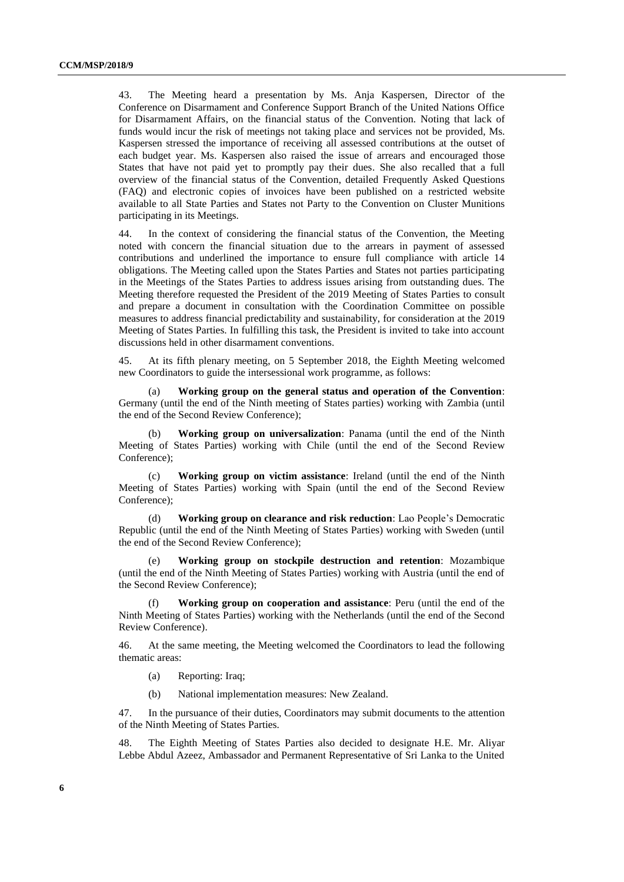43. The Meeting heard a presentation by Ms. Anja Kaspersen, Director of the Conference on Disarmament and Conference Support Branch of the United Nations Office for Disarmament Affairs, on the financial status of the Convention. Noting that lack of funds would incur the risk of meetings not taking place and services not be provided, Ms. Kaspersen stressed the importance of receiving all assessed contributions at the outset of each budget year. Ms. Kaspersen also raised the issue of arrears and encouraged those States that have not paid yet to promptly pay their dues. She also recalled that a full overview of the financial status of the Convention, detailed Frequently Asked Questions (FAQ) and electronic copies of invoices have been published on a restricted website available to all State Parties and States not Party to the Convention on Cluster Munitions participating in its Meetings.

44. In the context of considering the financial status of the Convention, the Meeting noted with concern the financial situation due to the arrears in payment of assessed contributions and underlined the importance to ensure full compliance with article 14 obligations. The Meeting called upon the States Parties and States not parties participating in the Meetings of the States Parties to address issues arising from outstanding dues. The Meeting therefore requested the President of the 2019 Meeting of States Parties to consult and prepare a document in consultation with the Coordination Committee on possible measures to address financial predictability and sustainability, for consideration at the 2019 Meeting of States Parties. In fulfilling this task, the President is invited to take into account discussions held in other disarmament conventions.

45. At its fifth plenary meeting, on 5 September 2018, the Eighth Meeting welcomed new Coordinators to guide the intersessional work programme, as follows:

(a) **Working group on the general status and operation of the Convention**: Germany (until the end of the Ninth meeting of States parties) working with Zambia (until the end of the Second Review Conference);

(b) **Working group on universalization**: Panama (until the end of the Ninth Meeting of States Parties) working with Chile (until the end of the Second Review Conference);

(c) **Working group on victim assistance**: Ireland (until the end of the Ninth Meeting of States Parties) working with Spain (until the end of the Second Review Conference);

(d) **Working group on clearance and risk reduction**: Lao People's Democratic Republic (until the end of the Ninth Meeting of States Parties) working with Sweden (until the end of the Second Review Conference);

(e) **Working group on stockpile destruction and retention**: Mozambique (until the end of the Ninth Meeting of States Parties) working with Austria (until the end of the Second Review Conference);

(f) **Working group on cooperation and assistance**: Peru (until the end of the Ninth Meeting of States Parties) working with the Netherlands (until the end of the Second Review Conference).

46. At the same meeting, the Meeting welcomed the Coordinators to lead the following thematic areas:

(a) Reporting: Iraq;

(b) National implementation measures: New Zealand.

47. In the pursuance of their duties, Coordinators may submit documents to the attention of the Ninth Meeting of States Parties.

48. The Eighth Meeting of States Parties also decided to designate H.E. Mr. Aliyar Lebbe Abdul Azeez, Ambassador and Permanent Representative of Sri Lanka to the United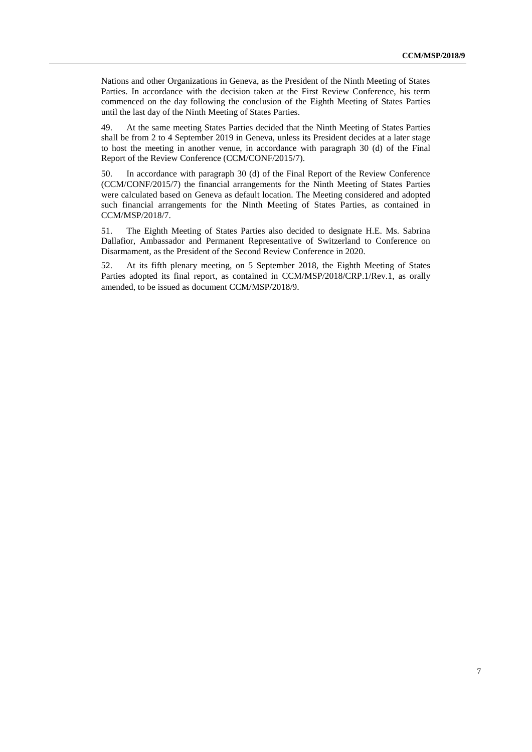Nations and other Organizations in Geneva, as the President of the Ninth Meeting of States Parties. In accordance with the decision taken at the First Review Conference, his term commenced on the day following the conclusion of the Eighth Meeting of States Parties until the last day of the Ninth Meeting of States Parties.

49. At the same meeting States Parties decided that the Ninth Meeting of States Parties shall be from 2 to 4 September 2019 in Geneva, unless its President decides at a later stage to host the meeting in another venue, in accordance with paragraph 30 (d) of the Final Report of the Review Conference (CCM/CONF/2015/7).

50. In accordance with paragraph 30 (d) of the Final Report of the Review Conference (CCM/CONF/2015/7) the financial arrangements for the Ninth Meeting of States Parties were calculated based on Geneva as default location. The Meeting considered and adopted such financial arrangements for the Ninth Meeting of States Parties, as contained in CCM/MSP/2018/7.

51. The Eighth Meeting of States Parties also decided to designate H.E. Ms. Sabrina Dallafior, Ambassador and Permanent Representative of Switzerland to Conference on Disarmament, as the President of the Second Review Conference in 2020.

52. At its fifth plenary meeting, on 5 September 2018, the Eighth Meeting of States Parties adopted its final report, as contained in CCM/MSP/2018/CRP.1/Rev.1, as orally amended, to be issued as document CCM/MSP/2018/9.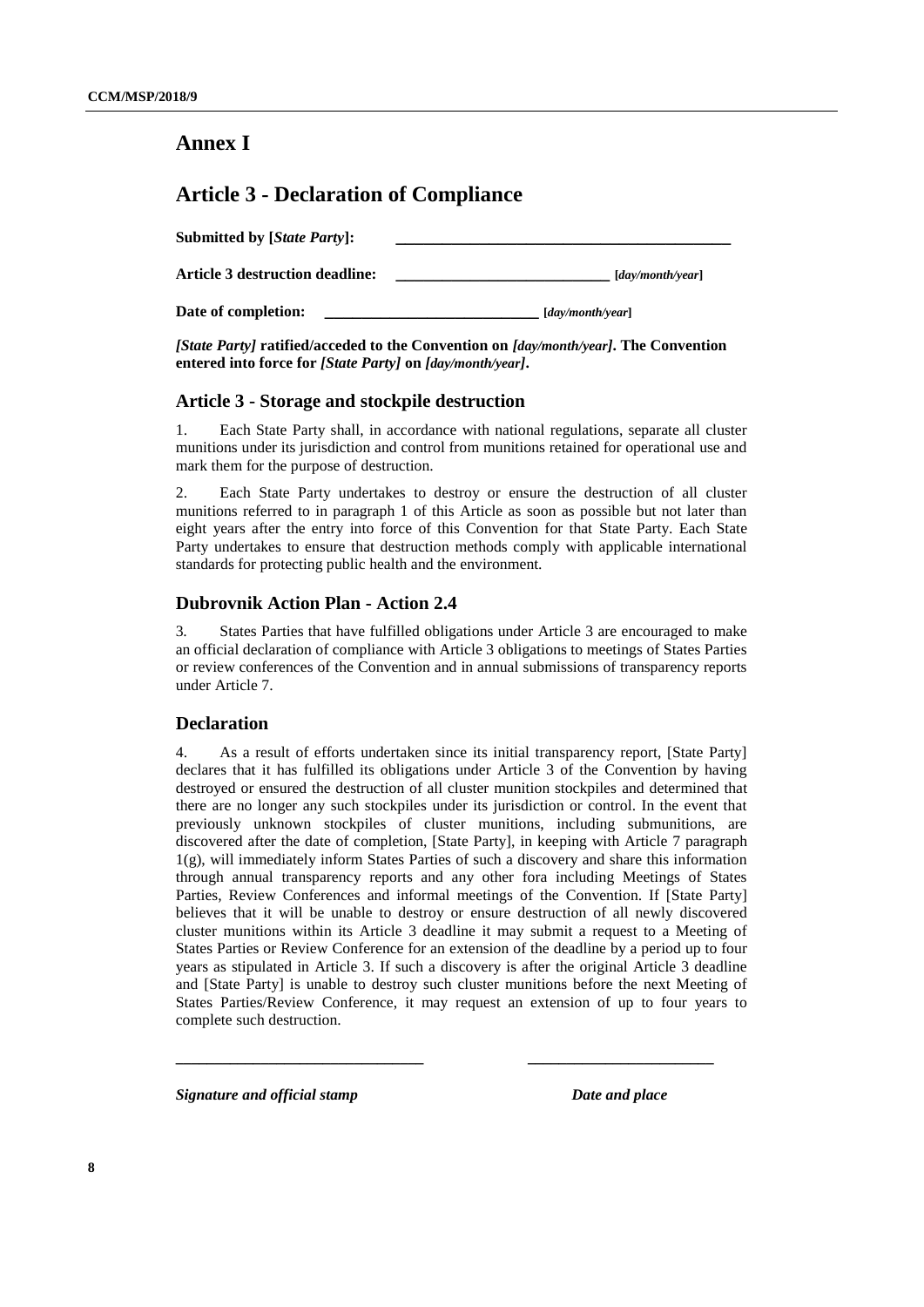# Annex I

# Article 3 - Declaration of Compliance

**Submitted by [*State Party*]:** ____________________________________________

**Article 3 destruction deadline:** ____________________________ **[***day/month/year***]**

**Date of completion:** ____________________________ **[***day/month/year***]**

***[State Party]*** **ratified/acceded to the Convention on** ***[day/month/year]*****. The Convention entered into force for** ***[State Party]*** **on** ***[day/month/year]*****.**

## Article 3 - Storage and stockpile destruction

1. Each State Party shall, in accordance with national regulations, separate all cluster munitions under its jurisdiction and control from munitions retained for operational use and mark them for the purpose of destruction.

2. Each State Party undertakes to destroy or ensure the destruction of all cluster munitions referred to in paragraph 1 of this Article as soon as possible but not later than eight years after the entry into force of this Convention for that State Party. Each State Party undertakes to ensure that destruction methods comply with applicable international standards for protecting public health and the environment.

## Dubrovnik Action Plan - Action 2.4

3. States Parties that have fulfilled obligations under Article 3 are encouraged to make an official declaration of compliance with Article 3 obligations to meetings of States Parties or review conferences of the Convention and in annual submissions of transparency reports under Article 7.

## Declaration

4. As a result of efforts undertaken since its initial transparency report, [State Party] declares that it has fulfilled its obligations under Article 3 of the Convention by having destroyed or ensured the destruction of all cluster munition stockpiles and determined that there are no longer any such stockpiles under its jurisdiction or control. In the event that previously unknown stockpiles of cluster munitions, including submunitions, are discovered after the date of completion, [State Party], in keeping with Article 7 paragraph 1(g), will immediately inform States Parties of such a discovery and share this information through annual transparency reports and any other fora including Meetings of States Parties, Review Conferences and informal meetings of the Convention. If [State Party] believes that it will be unable to destroy or ensure destruction of all newly discovered cluster munitions within its Article 3 deadline it may submit a request to a Meeting of States Parties or Review Conference for an extension of the deadline by a period up to four years as stipulated in Article 3. If such a discovery is after the original Article 3 deadline and [State Party] is unable to destroy such cluster munitions before the next Meeting of States Parties/Review Conference, it may request an extension of up to four years to complete such destruction.

________________________________ ________________________

***Signature and official stamp*** ***Date and place***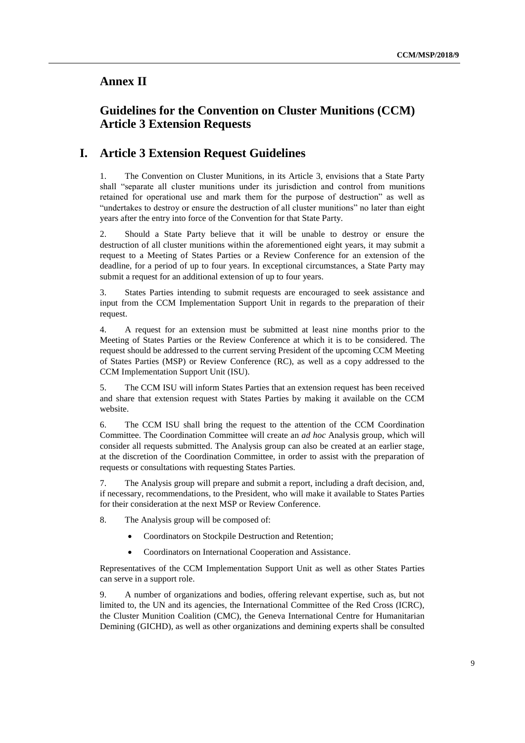# Annex II

# Guidelines for the Convention on Cluster Munitions (CCM) Article 3 Extension Requests

## I. Article 3 Extension Request Guidelines

1. The Convention on Cluster Munitions, in its Article 3, envisions that a State Party shall "separate all cluster munitions under its jurisdiction and control from munitions retained for operational use and mark them for the purpose of destruction" as well as "undertakes to destroy or ensure the destruction of all cluster munitions" no later than eight years after the entry into force of the Convention for that State Party.

2. Should a State Party believe that it will be unable to destroy or ensure the destruction of all cluster munitions within the aforementioned eight years, it may submit a request to a Meeting of States Parties or a Review Conference for an extension of the deadline, for a period of up to four years. In exceptional circumstances, a State Party may submit a request for an additional extension of up to four years.

3. States Parties intending to submit requests are encouraged to seek assistance and input from the CCM Implementation Support Unit in regards to the preparation of their request.

4. A request for an extension must be submitted at least nine months prior to the Meeting of States Parties or the Review Conference at which it is to be considered. The request should be addressed to the current serving President of the upcoming CCM Meeting of States Parties (MSP) or Review Conference (RC), as well as a copy addressed to the CCM Implementation Support Unit (ISU).

5. The CCM ISU will inform States Parties that an extension request has been received and share that extension request with States Parties by making it available on the CCM website.

6. The CCM ISU shall bring the request to the attention of the CCM Coordination Committee. The Coordination Committee will create an *ad hoc* Analysis group, which will consider all requests submitted. The Analysis group can also be created at an earlier stage, at the discretion of the Coordination Committee, in order to assist with the preparation of requests or consultations with requesting States Parties.

7. The Analysis group will prepare and submit a report, including a draft decision, and, if necessary, recommendations, to the President, who will make it available to States Parties for their consideration at the next MSP or Review Conference.

8. The Analysis group will be composed of:

- Coordinators on Stockpile Destruction and Retention;
- Coordinators on International Cooperation and Assistance.

Representatives of the CCM Implementation Support Unit as well as other States Parties can serve in a support role.

9. A number of organizations and bodies, offering relevant expertise, such as, but not limited to, the UN and its agencies, the International Committee of the Red Cross (ICRC), the Cluster Munition Coalition (CMC), the Geneva International Centre for Humanitarian Demining (GICHD), as well as other organizations and demining experts shall be consulted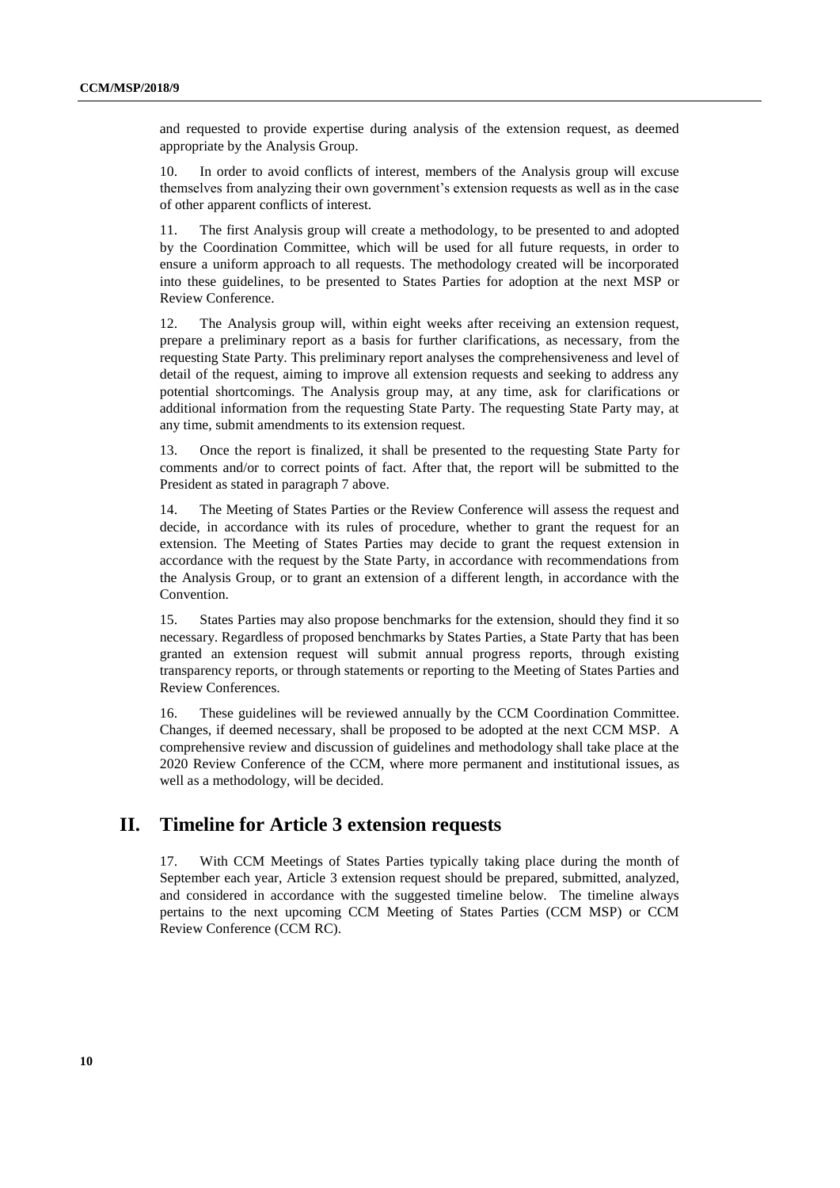and requested to provide expertise during analysis of the extension request, as deemed appropriate by the Analysis Group.

10. In order to avoid conflicts of interest, members of the Analysis group will excuse themselves from analyzing their own government's extension requests as well as in the case of other apparent conflicts of interest.

11. The first Analysis group will create a methodology, to be presented to and adopted by the Coordination Committee, which will be used for all future requests, in order to ensure a uniform approach to all requests. The methodology created will be incorporated into these guidelines, to be presented to States Parties for adoption at the next MSP or Review Conference.

12. The Analysis group will, within eight weeks after receiving an extension request, prepare a preliminary report as a basis for further clarifications, as necessary, from the requesting State Party. This preliminary report analyses the comprehensiveness and level of detail of the request, aiming to improve all extension requests and seeking to address any potential shortcomings. The Analysis group may, at any time, ask for clarifications or additional information from the requesting State Party. The requesting State Party may, at any time, submit amendments to its extension request.

13. Once the report is finalized, it shall be presented to the requesting State Party for comments and/or to correct points of fact. After that, the report will be submitted to the President as stated in paragraph 7 above.

14. The Meeting of States Parties or the Review Conference will assess the request and decide, in accordance with its rules of procedure, whether to grant the request for an extension. The Meeting of States Parties may decide to grant the request extension in accordance with the request by the State Party, in accordance with recommendations from the Analysis Group, or to grant an extension of a different length, in accordance with the Convention.

15. States Parties may also propose benchmarks for the extension, should they find it so necessary. Regardless of proposed benchmarks by States Parties, a State Party that has been granted an extension request will submit annual progress reports, through existing transparency reports, or through statements or reporting to the Meeting of States Parties and Review Conferences.

16. These guidelines will be reviewed annually by the CCM Coordination Committee. Changes, if deemed necessary, shall be proposed to be adopted at the next CCM MSP. A comprehensive review and discussion of guidelines and methodology shall take place at the 2020 Review Conference of the CCM, where more permanent and institutional issues, as well as a methodology, will be decided.

## II. Timeline for Article 3 extension requests

17. With CCM Meetings of States Parties typically taking place during the month of September each year, Article 3 extension request should be prepared, submitted, analyzed, and considered in accordance with the suggested timeline below. The timeline always pertains to the next upcoming CCM Meeting of States Parties (CCM MSP) or CCM Review Conference (CCM RC).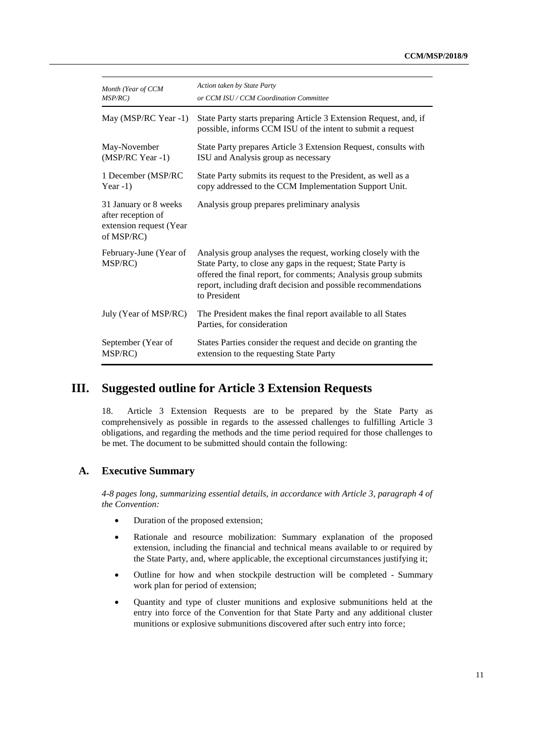| *Month (Year of CCM MSP/RC)* | *Action taken by State Party or CCM ISU / CCM Coordination Committee* |
|---|---|
| May (MSP/RC Year -1) | State Party starts preparing Article 3 Extension Request, and, if possible, informs CCM ISU of the intent to submit a request |
| May-November (MSP/RC Year -1) | State Party prepares Article 3 Extension Request, consults with ISU and Analysis group as necessary |
| 1 December (MSP/RC Year -1) | State Party submits its request to the President, as well as a copy addressed to the CCM Implementation Support Unit. |
| 31 January or 8 weeks after reception of extension request (Year of MSP/RC) | Analysis group prepares preliminary analysis |
| February-June (Year of MSP/RC) | Analysis group analyses the request, working closely with the State Party, to close any gaps in the request; State Party is offered the final report, for comments; Analysis group submits report, including draft decision and possible recommendations to President |
| July (Year of MSP/RC) | The President makes the final report available to all States Parties, for consideration |
| September (Year of MSP/RC) | States Parties consider the request and decide on granting the extension to the requesting State Party |

# III. Suggested outline for Article 3 Extension Requests

18. Article 3 Extension Requests are to be prepared by the State Party as comprehensively as possible in regards to the assessed challenges to fulfilling Article 3 obligations, and regarding the methods and the time period required for those challenges to be met. The document to be submitted should contain the following:

## A. Executive Summary

*4-8 pages long, summarizing essential details, in accordance with Article 3, paragraph 4 of the Convention:*

- Duration of the proposed extension;
- Rationale and resource mobilization: Summary explanation of the proposed extension, including the financial and technical means available to or required by the State Party, and, where applicable, the exceptional circumstances justifying it;
- Outline for how and when stockpile destruction will be completed - Summary work plan for period of extension;
- Quantity and type of cluster munitions and explosive submunitions held at the entry into force of the Convention for that State Party and any additional cluster munitions or explosive submunitions discovered after such entry into force;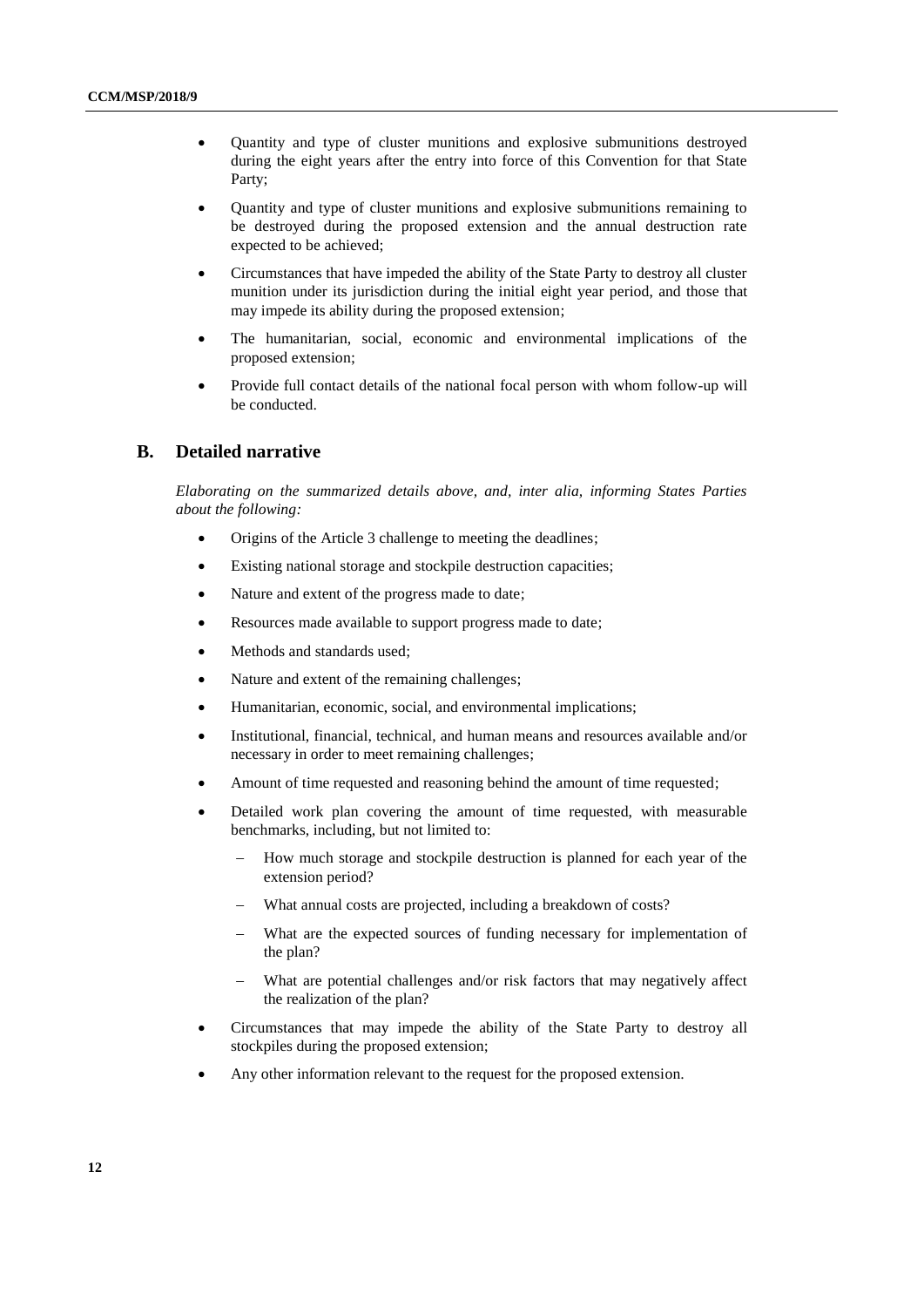- Quantity and type of cluster munitions and explosive submunitions destroyed during the eight years after the entry into force of this Convention for that State Party;
- Quantity and type of cluster munitions and explosive submunitions remaining to be destroyed during the proposed extension and the annual destruction rate expected to be achieved;
- Circumstances that have impeded the ability of the State Party to destroy all cluster munition under its jurisdiction during the initial eight year period, and those that may impede its ability during the proposed extension;
- The humanitarian, social, economic and environmental implications of the proposed extension;
- Provide full contact details of the national focal person with whom follow-up will be conducted.

## B. Detailed narrative

*Elaborating on the summarized details above, and, inter alia, informing States Parties about the following:*

- Origins of the Article 3 challenge to meeting the deadlines;
- Existing national storage and stockpile destruction capacities;
- Nature and extent of the progress made to date;
- Resources made available to support progress made to date;
- Methods and standards used;
- Nature and extent of the remaining challenges;
- Humanitarian, economic, social, and environmental implications;
- Institutional, financial, technical, and human means and resources available and/or necessary in order to meet remaining challenges;
- Amount of time requested and reasoning behind the amount of time requested;
- Detailed work plan covering the amount of time requested, with measurable benchmarks, including, but not limited to:
  - How much storage and stockpile destruction is planned for each year of the extension period?
  - What annual costs are projected, including a breakdown of costs?
  - What are the expected sources of funding necessary for implementation of the plan?
  - What are potential challenges and/or risk factors that may negatively affect the realization of the plan?
- Circumstances that may impede the ability of the State Party to destroy all stockpiles during the proposed extension;
- Any other information relevant to the request for the proposed extension.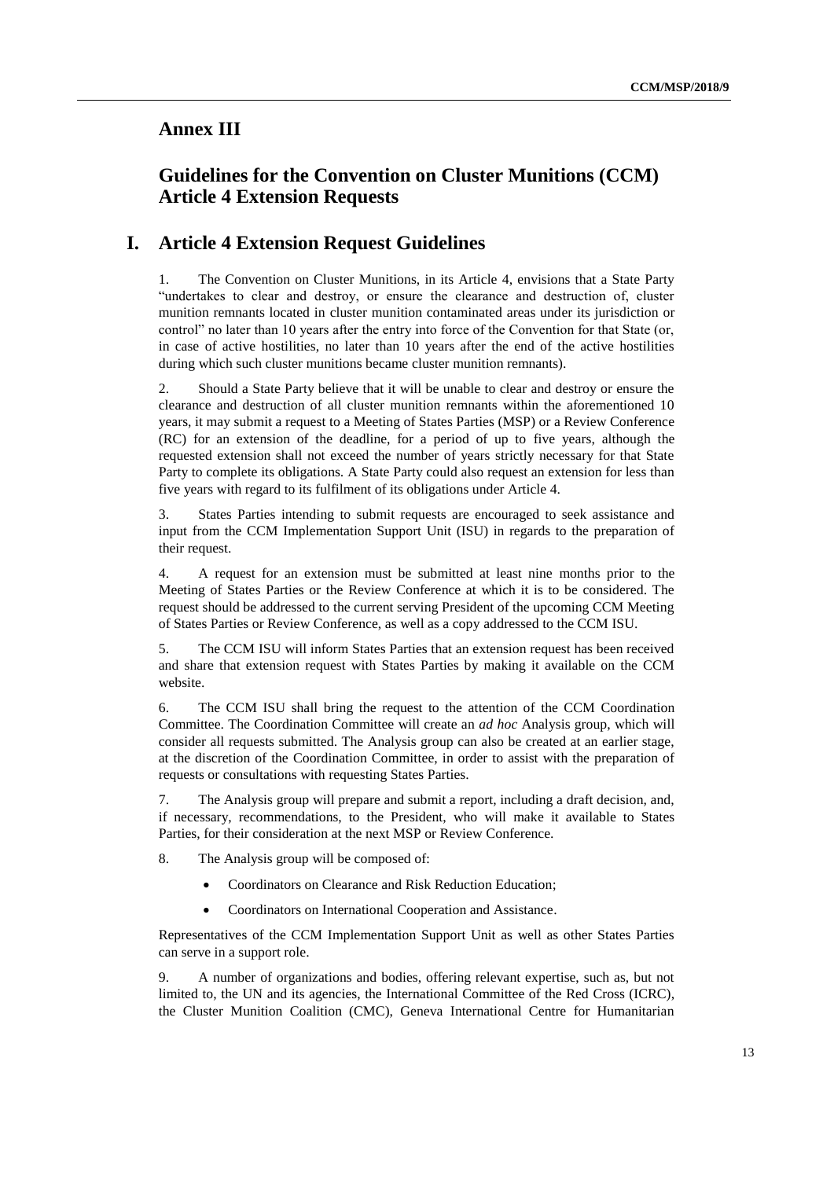## Annex III

## Guidelines for the Convention on Cluster Munitions (CCM) Article 4 Extension Requests

# I. Article 4 Extension Request Guidelines

1. The Convention on Cluster Munitions, in its Article 4, envisions that a State Party "undertakes to clear and destroy, or ensure the clearance and destruction of, cluster munition remnants located in cluster munition contaminated areas under its jurisdiction or control" no later than 10 years after the entry into force of the Convention for that State (or, in case of active hostilities, no later than 10 years after the end of the active hostilities during which such cluster munitions became cluster munition remnants).

2. Should a State Party believe that it will be unable to clear and destroy or ensure the clearance and destruction of all cluster munition remnants within the aforementioned 10 years, it may submit a request to a Meeting of States Parties (MSP) or a Review Conference (RC) for an extension of the deadline, for a period of up to five years, although the requested extension shall not exceed the number of years strictly necessary for that State Party to complete its obligations. A State Party could also request an extension for less than five years with regard to its fulfilment of its obligations under Article 4.

3. States Parties intending to submit requests are encouraged to seek assistance and input from the CCM Implementation Support Unit (ISU) in regards to the preparation of their request.

4. A request for an extension must be submitted at least nine months prior to the Meeting of States Parties or the Review Conference at which it is to be considered. The request should be addressed to the current serving President of the upcoming CCM Meeting of States Parties or Review Conference, as well as a copy addressed to the CCM ISU.

5. The CCM ISU will inform States Parties that an extension request has been received and share that extension request with States Parties by making it available on the CCM website.

6. The CCM ISU shall bring the request to the attention of the CCM Coordination Committee. The Coordination Committee will create an *ad hoc* Analysis group, which will consider all requests submitted. The Analysis group can also be created at an earlier stage, at the discretion of the Coordination Committee, in order to assist with the preparation of requests or consultations with requesting States Parties.

7. The Analysis group will prepare and submit a report, including a draft decision, and, if necessary, recommendations, to the President, who will make it available to States Parties, for their consideration at the next MSP or Review Conference.

8. The Analysis group will be composed of:

- Coordinators on Clearance and Risk Reduction Education;
- Coordinators on International Cooperation and Assistance.

Representatives of the CCM Implementation Support Unit as well as other States Parties can serve in a support role.

9. A number of organizations and bodies, offering relevant expertise, such as, but not limited to, the UN and its agencies, the International Committee of the Red Cross (ICRC), the Cluster Munition Coalition (CMC), Geneva International Centre for Humanitarian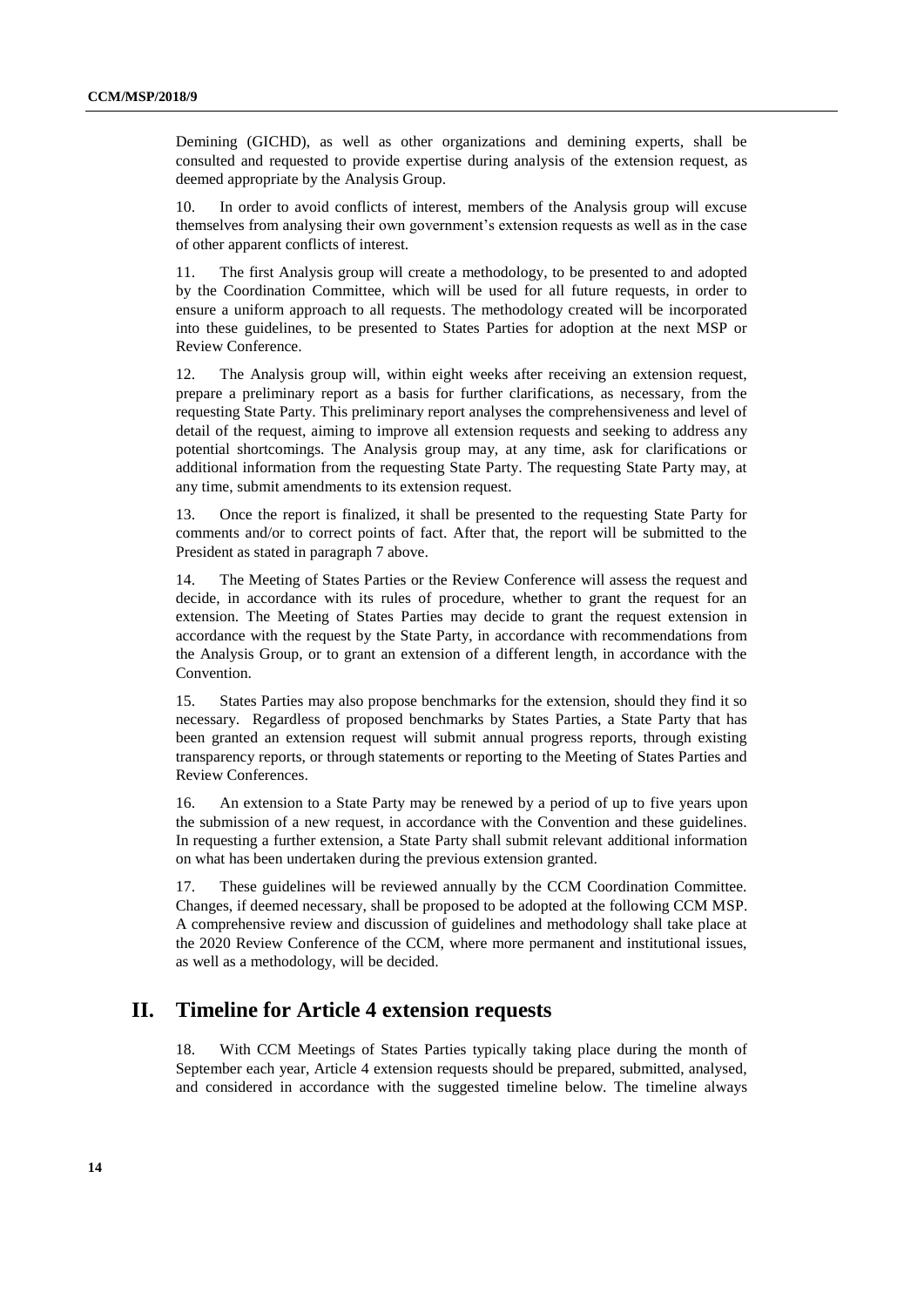Demining (GICHD), as well as other organizations and demining experts, shall be consulted and requested to provide expertise during analysis of the extension request, as deemed appropriate by the Analysis Group.

10. In order to avoid conflicts of interest, members of the Analysis group will excuse themselves from analysing their own government's extension requests as well as in the case of other apparent conflicts of interest.

11. The first Analysis group will create a methodology, to be presented to and adopted by the Coordination Committee, which will be used for all future requests, in order to ensure a uniform approach to all requests. The methodology created will be incorporated into these guidelines, to be presented to States Parties for adoption at the next MSP or Review Conference.

12. The Analysis group will, within eight weeks after receiving an extension request, prepare a preliminary report as a basis for further clarifications, as necessary, from the requesting State Party. This preliminary report analyses the comprehensiveness and level of detail of the request, aiming to improve all extension requests and seeking to address any potential shortcomings. The Analysis group may, at any time, ask for clarifications or additional information from the requesting State Party. The requesting State Party may, at any time, submit amendments to its extension request.

13. Once the report is finalized, it shall be presented to the requesting State Party for comments and/or to correct points of fact. After that, the report will be submitted to the President as stated in paragraph 7 above.

14. The Meeting of States Parties or the Review Conference will assess the request and decide, in accordance with its rules of procedure, whether to grant the request for an extension. The Meeting of States Parties may decide to grant the request extension in accordance with the request by the State Party, in accordance with recommendations from the Analysis Group, or to grant an extension of a different length, in accordance with the Convention.

15. States Parties may also propose benchmarks for the extension, should they find it so necessary. Regardless of proposed benchmarks by States Parties, a State Party that has been granted an extension request will submit annual progress reports, through existing transparency reports, or through statements or reporting to the Meeting of States Parties and Review Conferences.

16. An extension to a State Party may be renewed by a period of up to five years upon the submission of a new request, in accordance with the Convention and these guidelines. In requesting a further extension, a State Party shall submit relevant additional information on what has been undertaken during the previous extension granted.

17. These guidelines will be reviewed annually by the CCM Coordination Committee. Changes, if deemed necessary, shall be proposed to be adopted at the following CCM MSP. A comprehensive review and discussion of guidelines and methodology shall take place at the 2020 Review Conference of the CCM, where more permanent and institutional issues, as well as a methodology, will be decided.

## II. Timeline for Article 4 extension requests

18. With CCM Meetings of States Parties typically taking place during the month of September each year, Article 4 extension requests should be prepared, submitted, analysed, and considered in accordance with the suggested timeline below. The timeline always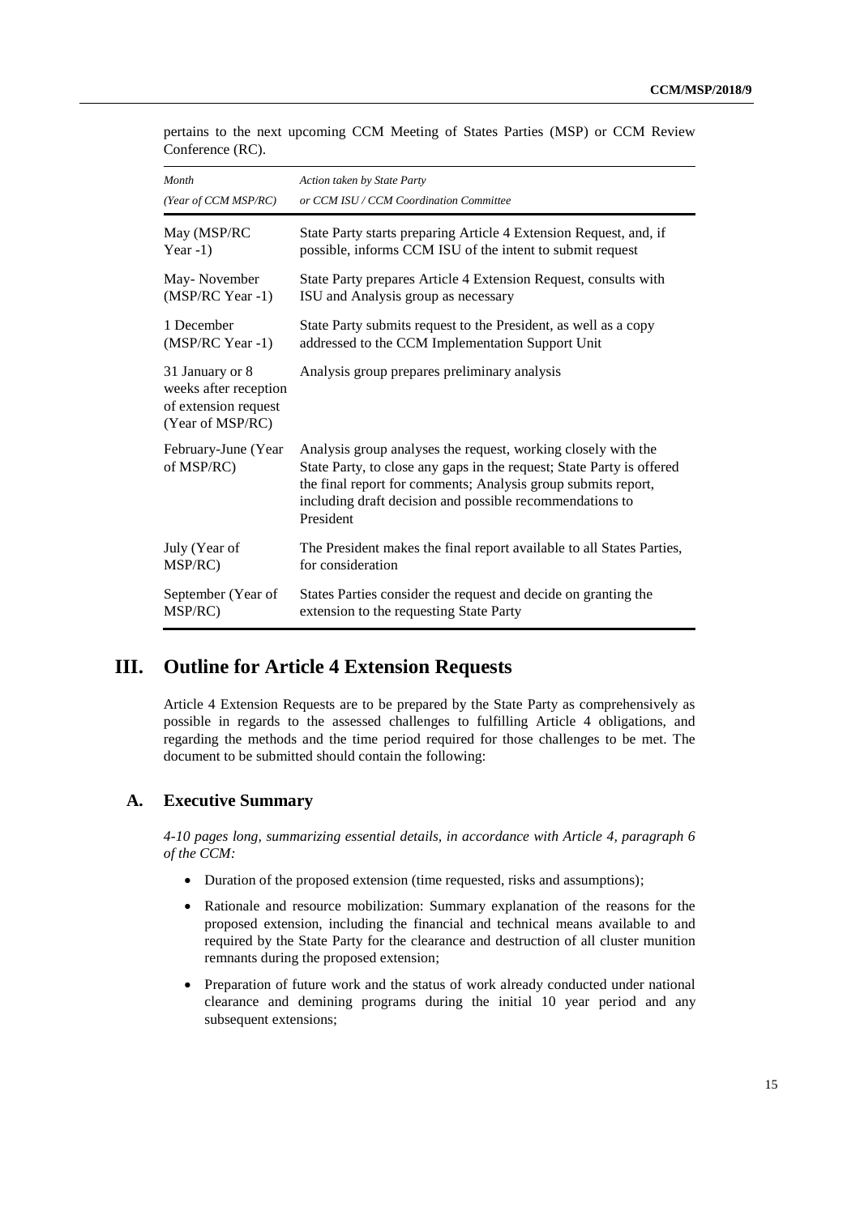pertains to the next upcoming CCM Meeting of States Parties (MSP) or CCM Review Conference (RC).

| *Month* *(Year of CCM MSP/RC)* | *Action taken by State Party* *or CCM ISU / CCM Coordination Committee* |
|---|---|
| May (MSP/RC Year -1) | State Party starts preparing Article 4 Extension Request, and, if possible, informs CCM ISU of the intent to submit request |
| May- November (MSP/RC Year -1) | State Party prepares Article 4 Extension Request, consults with ISU and Analysis group as necessary |
| 1 December (MSP/RC Year -1) | State Party submits request to the President, as well as a copy addressed to the CCM Implementation Support Unit |
| 31 January or 8 weeks after reception of extension request (Year of MSP/RC) | Analysis group prepares preliminary analysis |
| February-June (Year of MSP/RC) | Analysis group analyses the request, working closely with the State Party, to close any gaps in the request; State Party is offered the final report for comments; Analysis group submits report, including draft decision and possible recommendations to President |
| July (Year of MSP/RC) | The President makes the final report available to all States Parties, for consideration |
| September (Year of MSP/RC) | States Parties consider the request and decide on granting the extension to the requesting State Party |

## III. Outline for Article 4 Extension Requests

Article 4 Extension Requests are to be prepared by the State Party as comprehensively as possible in regards to the assessed challenges to fulfilling Article 4 obligations, and regarding the methods and the time period required for those challenges to be met. The document to be submitted should contain the following:

### A. Executive Summary

*4-10 pages long, summarizing essential details, in accordance with Article 4, paragraph 6 of the CCM:*

- Duration of the proposed extension (time requested, risks and assumptions);
- Rationale and resource mobilization: Summary explanation of the reasons for the proposed extension, including the financial and technical means available to and required by the State Party for the clearance and destruction of all cluster munition remnants during the proposed extension;
- Preparation of future work and the status of work already conducted under national clearance and demining programs during the initial 10 year period and any subsequent extensions;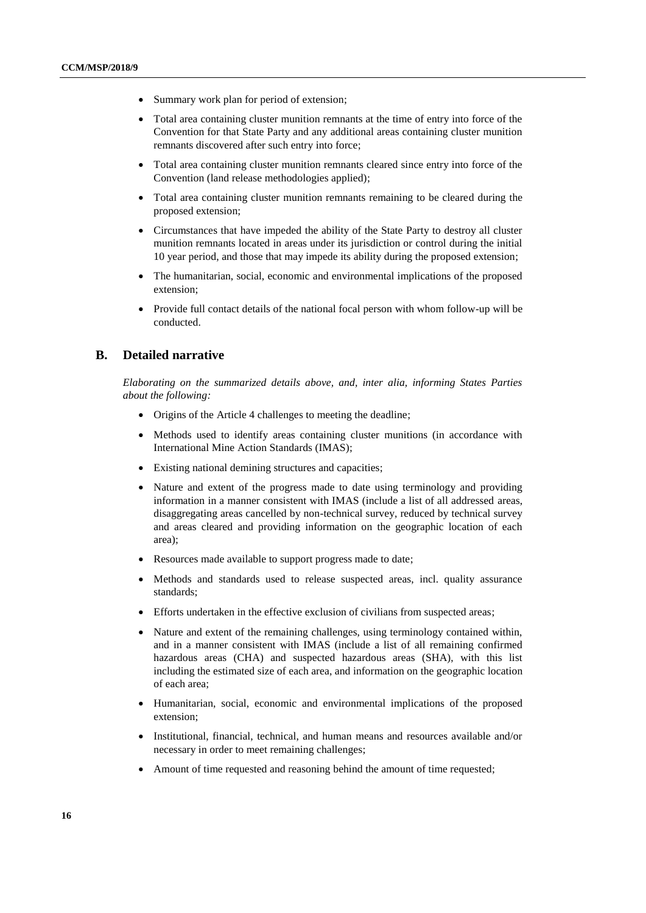- Summary work plan for period of extension;
- Total area containing cluster munition remnants at the time of entry into force of the Convention for that State Party and any additional areas containing cluster munition remnants discovered after such entry into force;
- Total area containing cluster munition remnants cleared since entry into force of the Convention (land release methodologies applied);
- Total area containing cluster munition remnants remaining to be cleared during the proposed extension;
- Circumstances that have impeded the ability of the State Party to destroy all cluster munition remnants located in areas under its jurisdiction or control during the initial 10 year period, and those that may impede its ability during the proposed extension;
- The humanitarian, social, economic and environmental implications of the proposed extension;
- Provide full contact details of the national focal person with whom follow-up will be conducted.

## B. Detailed narrative

*Elaborating on the summarized details above, and, inter alia, informing States Parties about the following:*

- Origins of the Article 4 challenges to meeting the deadline;
- Methods used to identify areas containing cluster munitions (in accordance with International Mine Action Standards (IMAS);
- Existing national demining structures and capacities;
- Nature and extent of the progress made to date using terminology and providing information in a manner consistent with IMAS (include a list of all addressed areas, disaggregating areas cancelled by non-technical survey, reduced by technical survey and areas cleared and providing information on the geographic location of each area);
- Resources made available to support progress made to date;
- Methods and standards used to release suspected areas, incl. quality assurance standards;
- Efforts undertaken in the effective exclusion of civilians from suspected areas;
- Nature and extent of the remaining challenges, using terminology contained within, and in a manner consistent with IMAS (include a list of all remaining confirmed hazardous areas (CHA) and suspected hazardous areas (SHA), with this list including the estimated size of each area, and information on the geographic location of each area;
- Humanitarian, social, economic and environmental implications of the proposed extension;
- Institutional, financial, technical, and human means and resources available and/or necessary in order to meet remaining challenges;
- Amount of time requested and reasoning behind the amount of time requested;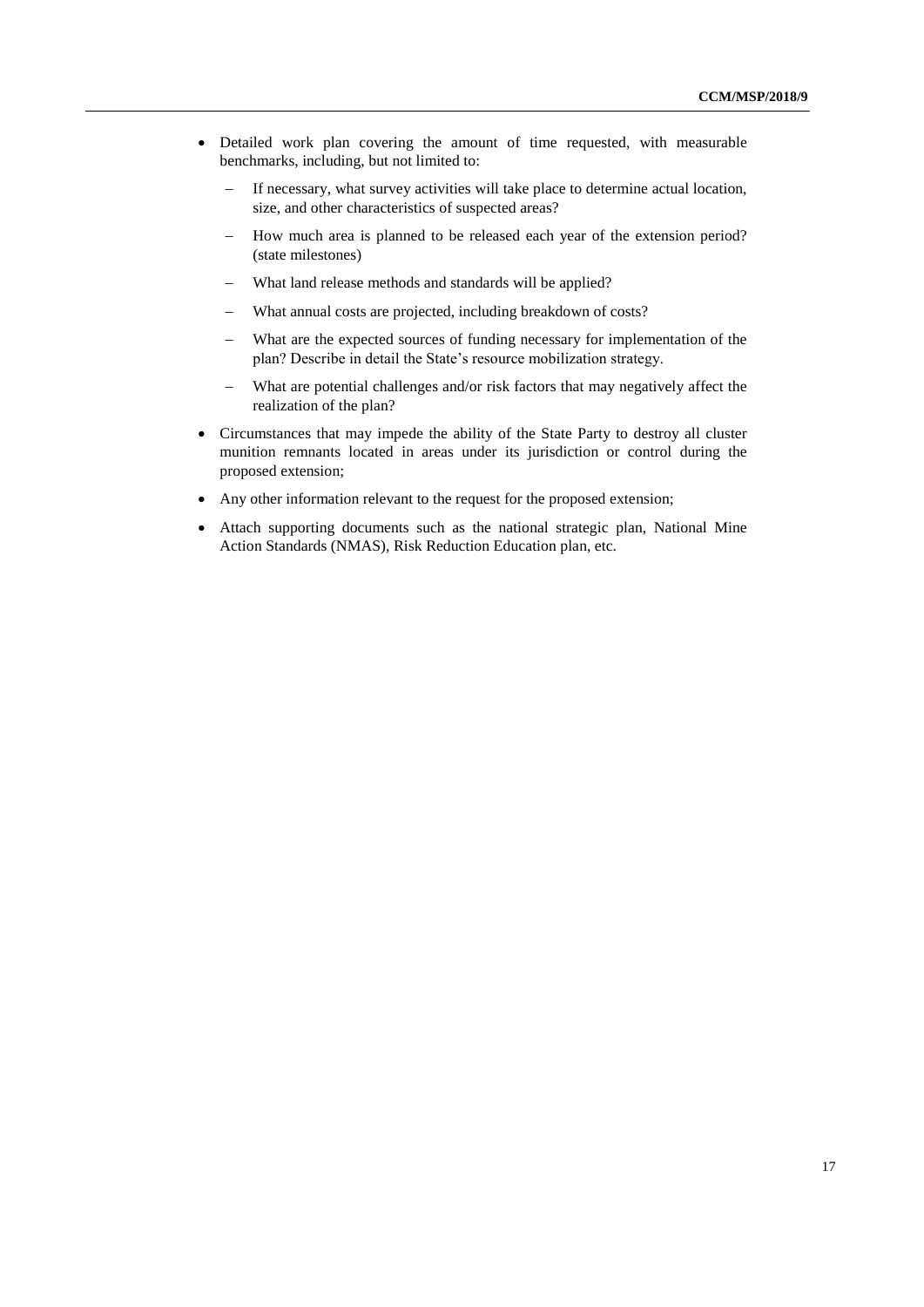- Detailed work plan covering the amount of time requested, with measurable benchmarks, including, but not limited to:
  - If necessary, what survey activities will take place to determine actual location, size, and other characteristics of suspected areas?
  - How much area is planned to be released each year of the extension period? (state milestones)
  - What land release methods and standards will be applied?
  - What annual costs are projected, including breakdown of costs?
  - What are the expected sources of funding necessary for implementation of the plan? Describe in detail the State’s resource mobilization strategy.
  - What are potential challenges and/or risk factors that may negatively affect the realization of the plan?
- Circumstances that may impede the ability of the State Party to destroy all cluster munition remnants located in areas under its jurisdiction or control during the proposed extension;
- Any other information relevant to the request for the proposed extension;
- Attach supporting documents such as the national strategic plan, National Mine Action Standards (NMAS), Risk Reduction Education plan, etc.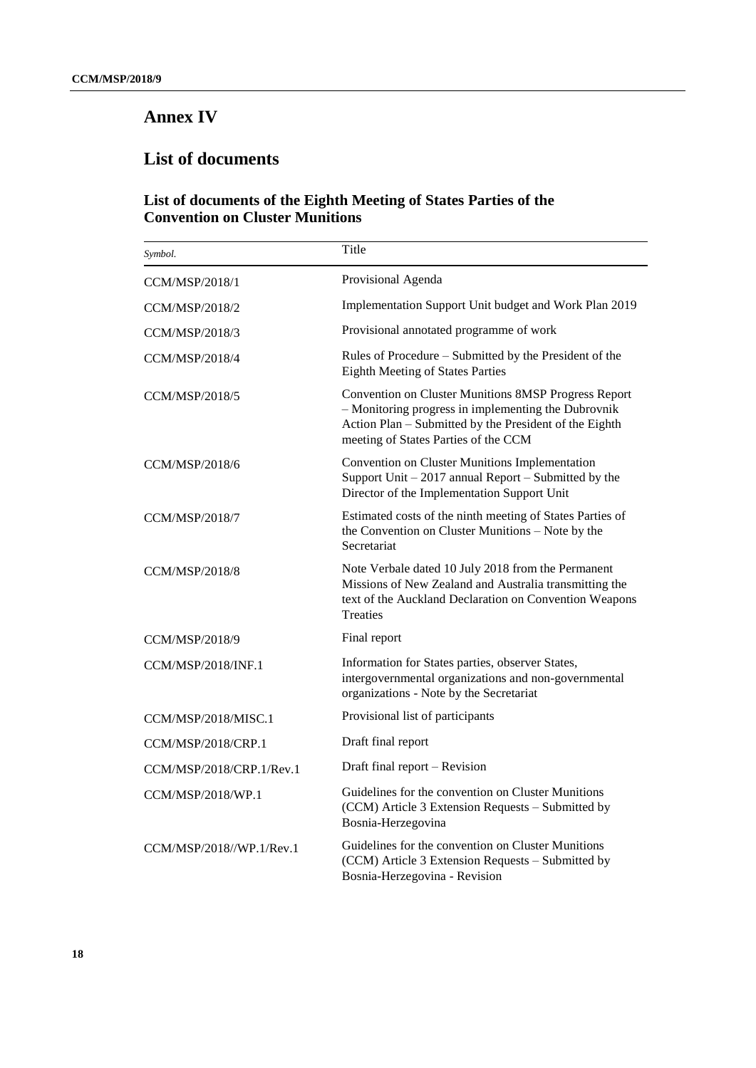# Annex IV

## List of documents

### List of documents of the Eighth Meeting of States Parties of the Convention on Cluster Munitions

| *Symbol.* | Title |
|---|---|
| CCM/MSP/2018/1 | Provisional Agenda |
| CCM/MSP/2018/2 | Implementation Support Unit budget and Work Plan 2019 |
| CCM/MSP/2018/3 | Provisional annotated programme of work |
| CCM/MSP/2018/4 | Rules of Procedure – Submitted by the President of the Eighth Meeting of States Parties |
| CCM/MSP/2018/5 | Convention on Cluster Munitions 8MSP Progress Report – Monitoring progress in implementing the Dubrovnik Action Plan – Submitted by the President of the Eighth meeting of States Parties of the CCM |
| CCM/MSP/2018/6 | Convention on Cluster Munitions Implementation Support Unit – 2017 annual Report – Submitted by the Director of the Implementation Support Unit |
| CCM/MSP/2018/7 | Estimated costs of the ninth meeting of States Parties of the Convention on Cluster Munitions – Note by the Secretariat |
| CCM/MSP/2018/8 | Note Verbale dated 10 July 2018 from the Permanent Missions of New Zealand and Australia transmitting the text of the Auckland Declaration on Convention Weapons Treaties |
| CCM/MSP/2018/9 | Final report |
| CCM/MSP/2018/INF.1 | Information for States parties, observer States, intergovernmental organizations and non-governmental organizations - Note by the Secretariat |
| CCM/MSP/2018/MISC.1 | Provisional list of participants |
| CCM/MSP/2018/CRP.1 | Draft final report |
| CCM/MSP/2018/CRP.1/Rev.1 | Draft final report – Revision |
| CCM/MSP/2018/WP.1 | Guidelines for the convention on Cluster Munitions (CCM) Article 3 Extension Requests – Submitted by Bosnia-Herzegovina |
| CCM/MSP/2018//WP.1/Rev.1 | Guidelines for the convention on Cluster Munitions (CCM) Article 3 Extension Requests – Submitted by Bosnia-Herzegovina - Revision |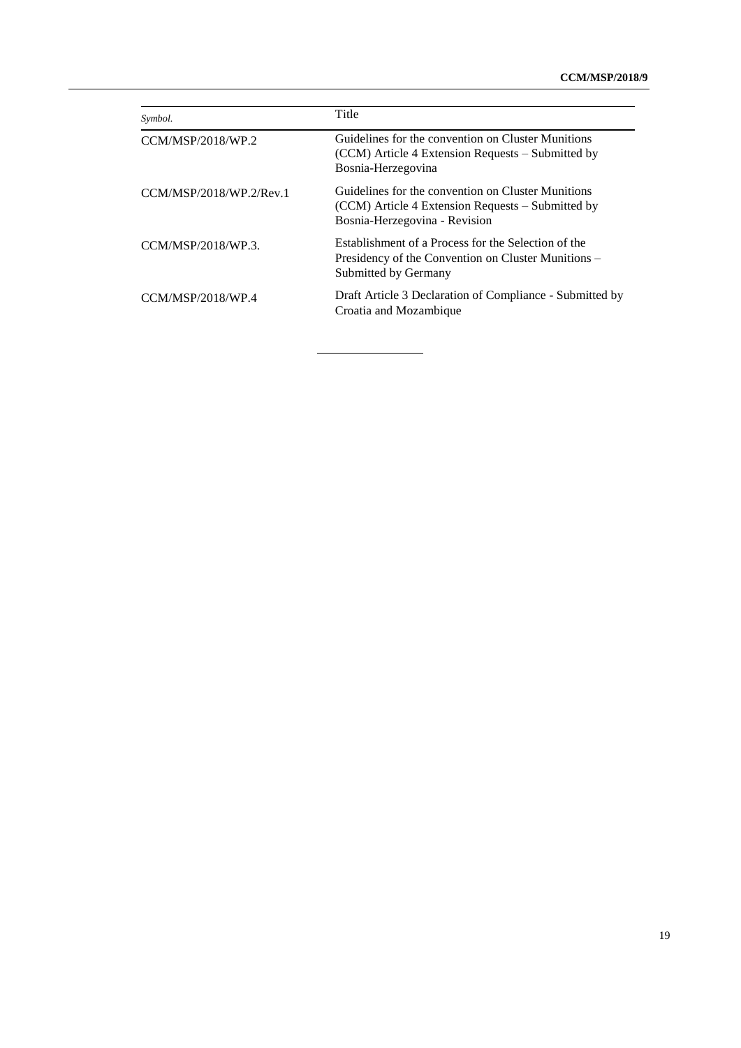| *Symbol.* | Title |
|---|---|
| CCM/MSP/2018/WP.2 | Guidelines for the convention on Cluster Munitions (CCM) Article 4 Extension Requests – Submitted by Bosnia-Herzegovina |
| CCM/MSP/2018/WP.2/Rev.1 | Guidelines for the convention on Cluster Munitions (CCM) Article 4 Extension Requests – Submitted by Bosnia-Herzegovina - Revision |
| CCM/MSP/2018/WP.3. | Establishment of a Process for the Selection of the Presidency of the Convention on Cluster Munitions – Submitted by Germany |
| CCM/MSP/2018/WP.4 | Draft Article 3 Declaration of Compliance - Submitted by Croatia and Mozambique |